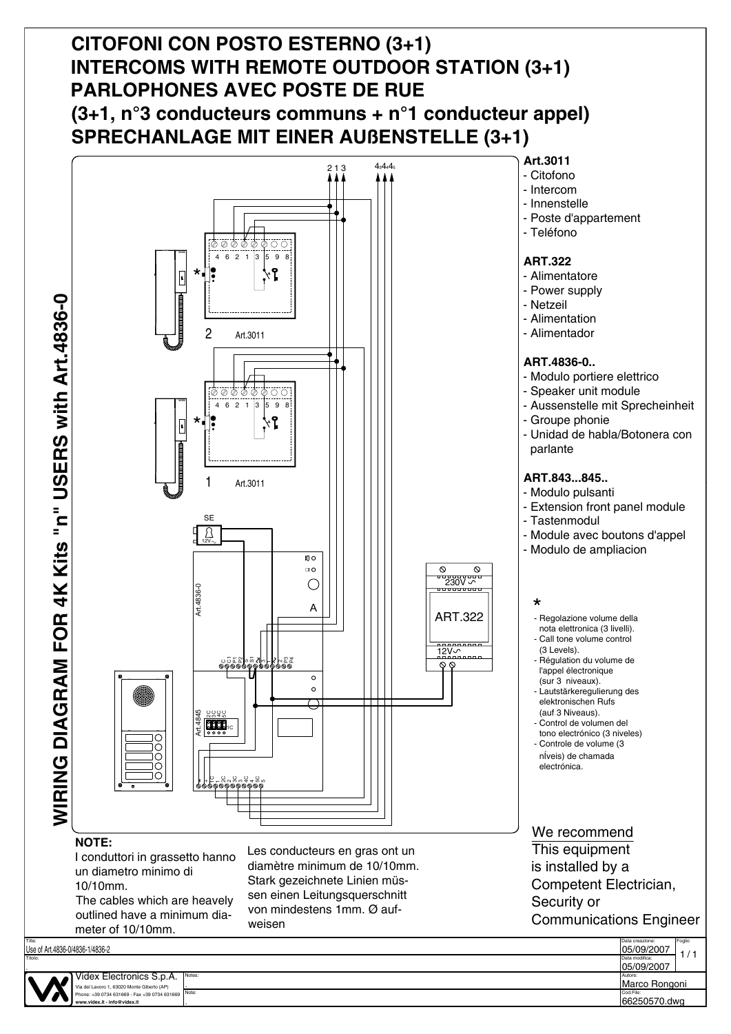# CITOFONI CON POSTO ESTERNO (3+1)
# INTERCOMS WITH REMOTE OUTDOOR STATION (3+1)
# PARLOPHONES AVEC POSTE DE RUE
# (3+1, n°3 conducteurs communs + n°1 conducteur appel)
# SPRECHANLAGE MIT EINER AUßENSTELLE (3+1)

## WIRING DIAGRAM FOR 4K Kits "n" USERS with Art.4836-0

**Art.3011**
- Citofono
- Intercom
- Innenstelle
- Poste d'appartement
- Teléfono

**ART.322**
- Alimentatore
- Power supply
- Netzeil
- Alimentation
- Alimentador

**ART.4836-0..**
- Modulo portiere elettrico
- Speaker unit module
- Aussenstelle mit Sprecheinheit
- Groupe phonie
- Unidad de habla/Botonera con parlante

**ART.843...845..**
- Modulo pulsanti
- Extension front panel module
- Tastenmodul
- Module avec boutons d'appel
- Modulo de ampliacion

*
- Regolazione volume della nota elettronica (3 livelli).
- Call tone volume control (3 Levels).
- Régulation du volume de l'appel électronique (sur 3 niveaux).
- Lautstärkeregulierung des elektronischen Rufs (auf 3 Niveaus).
- Control de volumen del tono electrónico (3 niveles)
- Controle de volume (3 níveis) de chamada electrónica.

**NOTE:**

I conduttori in grassetto hanno un diametro minimo di 10/10mm.

The cables which are heavely outlined have a minimum diameter of 10/10mm.

Les conducteurs en gras ont un diamètre minimum de 10/10mm.

Stark gezeichnete Linien müssen einen Leitungsquerschnitt von mindestens 1mm. Ø aufweisen

We recommend
This equipment is installed by a Competent Electrician, Security or Communications Engineer

| Title: | Data creazione: | Foglio |
|---|---|---|
| Use of Art.4836-0/4836-1/4836-2 | 05/09/2007 | 1 / 1 |
| Titolo: | Data modifica: 05/09/2007 | |
| Videx Electronics S.p.A. Via del Lavoro 1, 63020 Monte Giberto (AP) Phone: +39 0734 631669 - Fax +39 0734 631669 www.videx.it - info@videx.it | Autore: Marco Rongoni | |
| Notes: / Note: | Cod.File: 66250570.dwg | |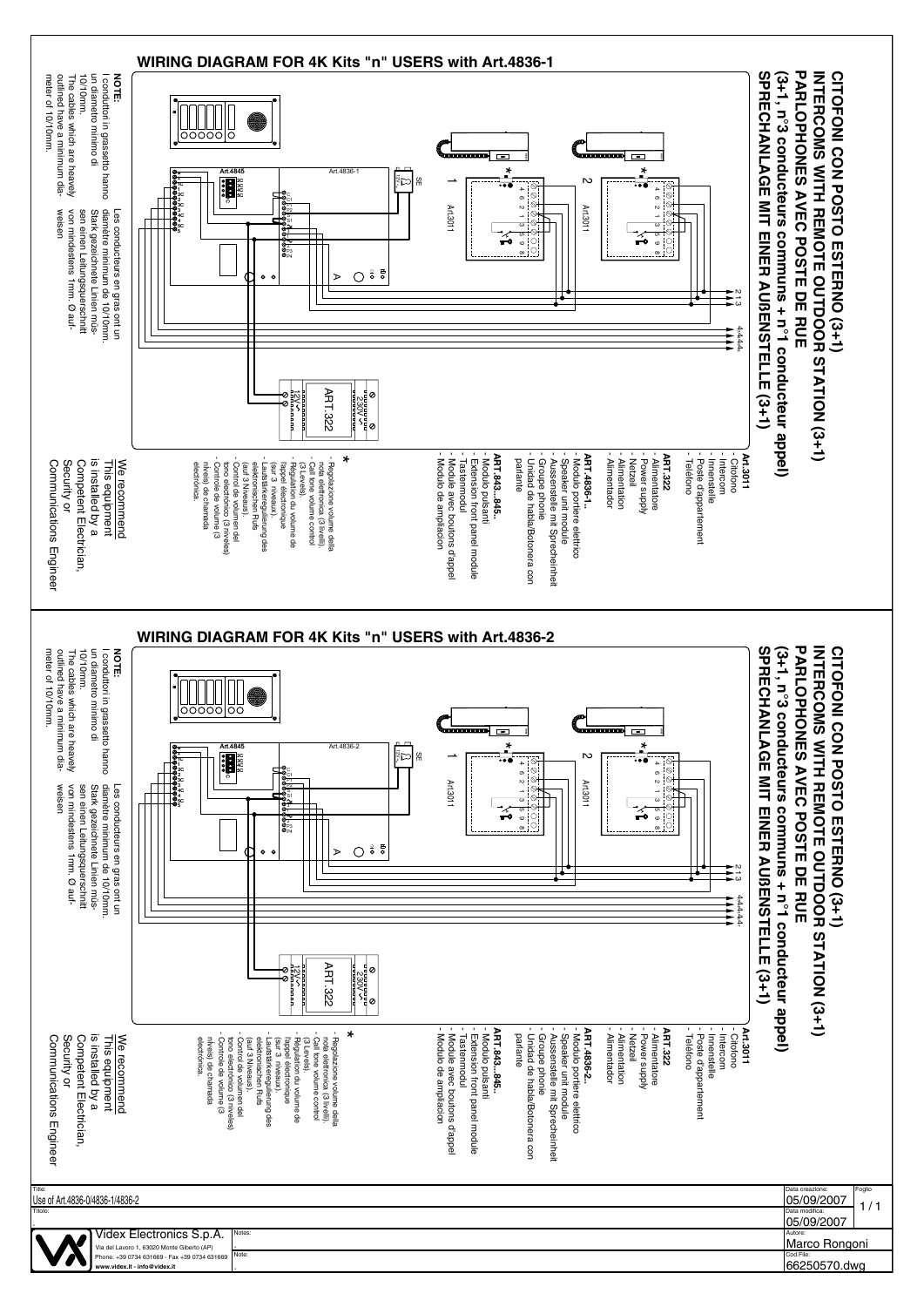# WIRING DIAGRAM FOR 4K Kits "n" USERS with Art.4836-1

## CITOFONI CON POSTO ESTERNO (3+1)
## INTERCOMS WITH REMOTE OUTDOOR STATION (3+1)
## PARLOPHONES AVEC POSTE DE RUE
## (3+1, n°3 conducteurs communs + n°1 conducteur appel)
## SPRECHANLAGE MIT EINER AUßENSTELLE (3+1)

Art.4845

Art.4836-1

SE

1 Art.3011

2 Art.3011

2 1 3

4 4 4 4

ART.322

12V~

230V~

**Art.3011**
- Citofono
- Intercom
- Innenstelle
- Poste d'appartement
- Teléfono

**ART.322**
- Alimentatore
- Power supply
- Netzgerät
- Alimentation
- Alimentador

**ART.4836-1..**
- Modulo portiere elettrico
- Speaker unit module
- Aussenstelle mit Sprecheinheit
- Groupe phonie
- Unidad de habla/Botonera con parlante

**ART.843...845..**
- Modulo pulsanti
- Extension front panel module
- Tastenmodul
- Module avec boutons d'appel
- Modulo de ampliacion

\*
- Regolazione volume della nota elettronica (3 livelli).
- Call tone volume control (3 Levels).
- Régulation du volume de l'appel électronique (sur 3 niveaux).
- Lautstärkeregulierung des elektronischen Rufs (auf 3 Niveaus).
- Control de volumen del tono electrónico (3 niveles).
- Controle de volume (3 níveis) de chamada electrónica.

**NOTE:**
I conduttori in grassetto hanno un diametro minimo di 10/10mm.
The cables which are heavely outlined have a minimum diameter of 10/10mm.

Les conducteurs en gras ont un diamètre minimum de 10/10mm.
Stark gezeichnete Linien mussen einen Leitungsquerschnitt von mindestens 1mm. Ø aufweisen

We recommend
This equipment
is installed by a
Competent Electrician,
Security or
Communications Engineer

# WIRING DIAGRAM FOR 4K Kits "n" USERS with Art.4836-2

## CITOFONI CON POSTO ESTERNO (3+1)
## INTERCOMS WITH REMOTE OUTDOOR STATION (3+1)
## PARLOPHONES AVEC POSTE DE RUE
## (3+1, n°3 conducteurs communs + n°1 conducteur appel)
## SPRECHANLAGE MIT EINER AUßENSTELLE (3+1)

Art.4845

Art.4836-2

SE

1 Art.3011

2 Art.3011

2 1 3

4 4 4 4

ART.322

12V~

230V~

**Art.3011**
- Citofono
- Intercom
- Innenstelle
- Poste d'appartement
- Teléfono

**ART.322**
- Alimentatore
- Power supply
- Netzgerät
- Alimentation
- Alimentador

**ART.4836-2..**
- Modulo portiere elettrico
- Speaker unit module
- Aussenstelle mit Sprecheinheit
- Groupe phonie
- Unidad de habla/Botonera con parlante

**ART.843...845..**
- Modulo pulsanti
- Extension front panel module
- Tastenmodul
- Module avec boutons d'appel
- Modulo de ampliacion

\*
- Regolazione volume della nota elettronica (3 livelli).
- Call tone volume control (3 Levels).
- Régulation du volume de l'appel électronique (sur 3 niveaux).
- Lautstärkeregulierung des elektronischen Rufs (auf 3 Niveaus).
- Control de volumen del tono electrónico (3 niveles).
- Controle de volume (3 níveis) de chamada electrónica.

**NOTE:**
I conduttori in grassetto hanno un diametro minimo di 10/10mm.
The cables which are heavely outlined have a minimum diameter of 10/10mm.

Les conducteurs en gras ont un diamètre minimum de 10/10mm.
Stark gezeichnete Linien mussen einen Leitungsquerschnitt von mindestens 1mm. Ø aufweisen

We recommend
This equipment
is installed by a
Competent Electrician,
Security or
Communications Engineer

| | |
|---|---|
| Title: Use of Art.4836-0/4836-1/4836-2 | Data creazione: 05/09/2007 |
| Titolo: | Data modifica: 05/09/2007 |
| Videx Electronics S.p.A. — Via del Lavoro 1, 63020 Monte Giberto (AP) — Phone: +39 0734 631669 - Fax +39 0734 631669 — www.videx.it - info@videx.it | Autore: Marco Rongoni |
| Notes: / Note: | Cod.File: 66250570.dwg |
| Foglio | 1 / 1 |